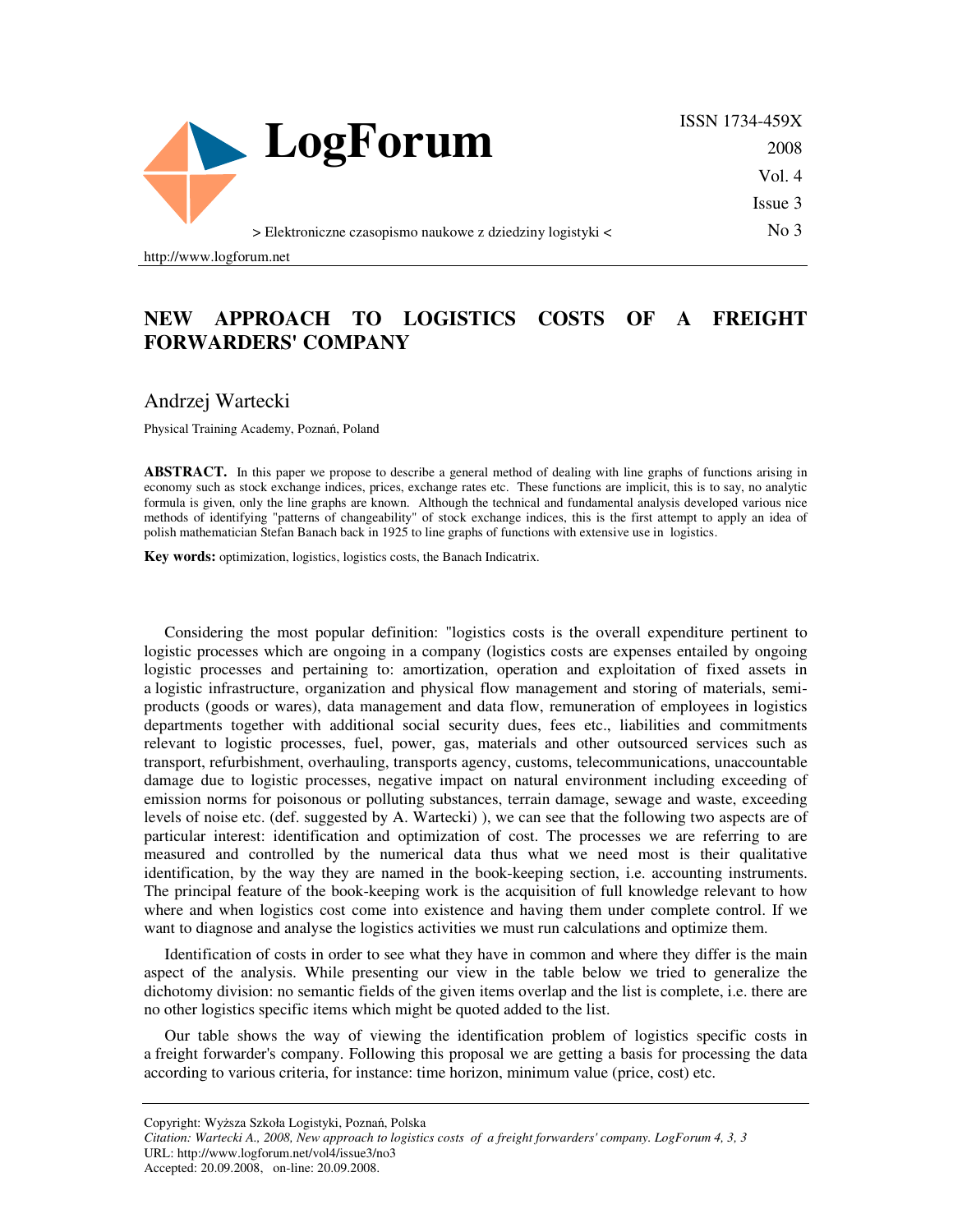# NEW APPROACH TO LOGISTICS COSTS OF A FREIGHT FORWARDERS' COMPANY

Andrzej Wartecki

Physical Training Academy, Poznań, Poland

**ABSTRACT.** In this paper we propose to describe a general method of dealing with line graphs of functions arising in economy such as stock exchange indices, prices, exchange rates etc. These functions are implicit, this is to say, no analytic formula is given, only the line graphs are known. Although the technical and fundamental analysis developed various nice methods of identifying "patterns of changeability" of stock exchange indices, this is the first attempt to apply an idea of polish mathematician Stefan Banach back in 1925 to line graphs of functions with extensive use in logistics.

**Key words:** optimization, logistics, logistics costs, the Banach Indicatrix.

Considering the most popular definition: "logistics costs is the overall expenditure pertinent to logistic processes which are ongoing in a company (logistics costs are expenses entailed by ongoing logistic processes and pertaining to: amortization, operation and exploitation of fixed assets in a logistic infrastructure, organization and physical flow management and storing of materials, semi-products (goods or wares), data management and data flow, remuneration of employees in logistics departments together with additional social security dues, fees etc., liabilities and commitments relevant to logistic processes, fuel, power, gas, materials and other outsourced services such as transport, refurbishment, overhauling, transports agency, customs, telecommunications, unaccountable damage due to logistic processes, negative impact on natural environment including exceeding of emission norms for poisonous or polluting substances, terrain damage, sewage and waste, exceeding levels of noise etc. (def. suggested by A. Wartecki) ), we can see that the following two aspects are of particular interest: identification and optimization of cost. The processes we are referring to are measured and controlled by the numerical data thus what we need most is their qualitative identification, by the way they are named in the book-keeping section, i.e. accounting instruments. The principal feature of the book-keeping work is the acquisition of full knowledge relevant to how where and when logistics cost come into existence and having them under complete control. If we want to diagnose and analyse the logistics activities we must run calculations and optimize them.

Identification of costs in order to see what they have in common and where they differ is the main aspect of the analysis. While presenting our view in the table below we tried to generalize the dichotomy division: no semantic fields of the given items overlap and the list is complete, i.e. there are no other logistics specific items which might be quoted added to the list.

Our table shows the way of viewing the identification problem of logistics specific costs in a freight forwarder's company. Following this proposal we are getting a basis for processing the data according to various criteria, for instance: time horizon, minimum value (price, cost) etc.

Copyright: Wyższa Szkoła Logistyki, Poznań, Polska
*Citation: Wartecki A., 2008, New approach to logistics costs of a freight forwarders' company. LogForum 4, 3, 3*
URL: http://www.logforum.net/vol4/issue3/no3
Accepted: 20.09.2008, on-line: 20.09.2008.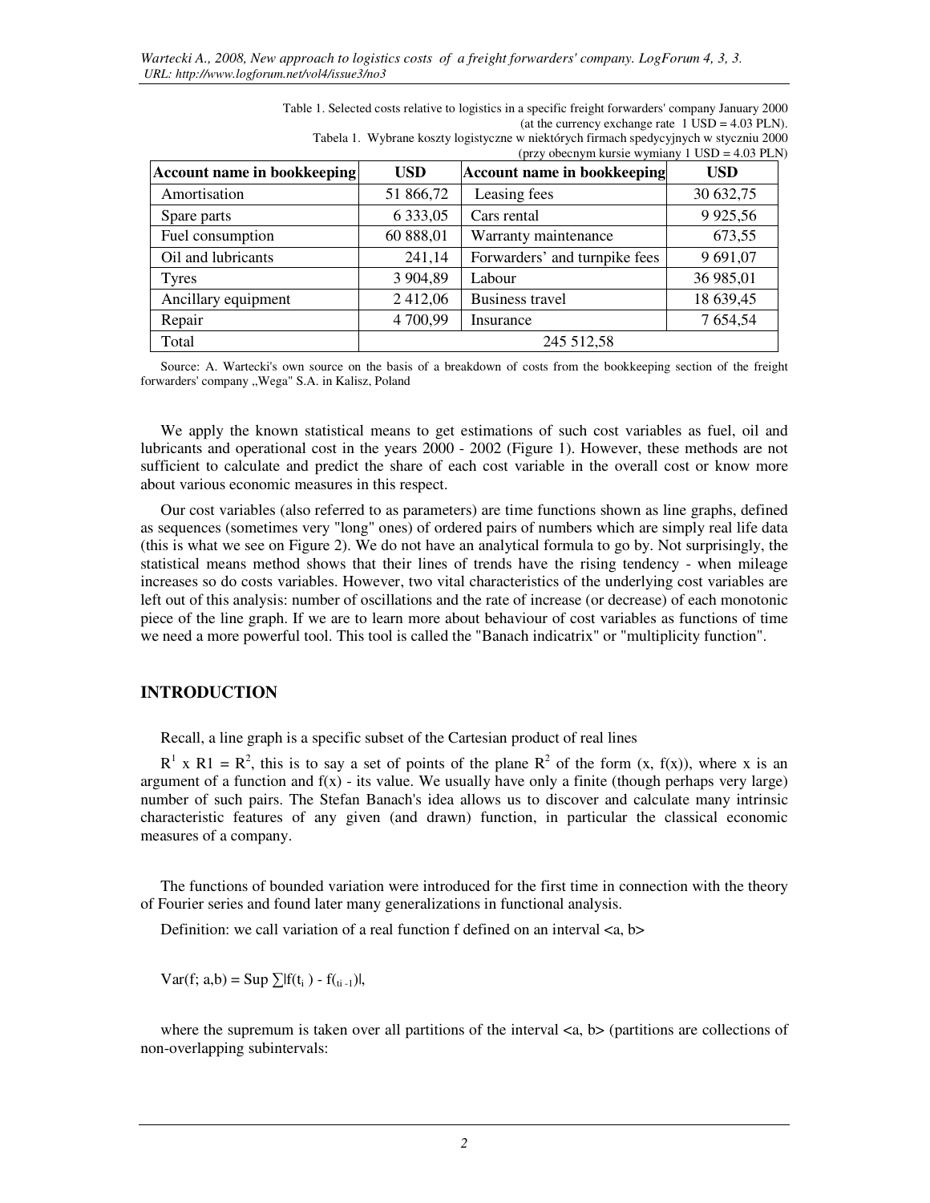Table 1. Selected costs relative to logistics in a specific freight forwarders' company January 2000 (at the currency exchange rate 1 USD = 4.03 PLN).

Tabela 1. Wybrane koszty logistyczne w niektórych firmach spedycyjnych w styczniu 2000 (przy obecnym kursie wymiany 1 USD = 4.03 PLN)

| Account name in bookkeeping | USD | Account name in bookkeeping | USD |
|---|---|---|---|
| Amortisation | 51 866,72 | Leasing fees | 30 632,75 |
| Spare parts | 6 333,05 | Cars rental | 9 925,56 |
| Fuel consumption | 60 888,01 | Warranty maintenance | 673,55 |
| Oil and lubricants | 241,14 | Forwarders' and turnpike fees | 9 691,07 |
| Tyres | 3 904,89 | Labour | 36 985,01 |
| Ancillary equipment | 2 412,06 | Business travel | 18 639,45 |
| Repair | 4 700,99 | Insurance | 7 654,54 |
| Total | 245 512,58 | | |

Source: A. Wartecki's own source on the basis of a breakdown of costs from the bookkeeping section of the freight forwarders' company „Wega" S.A. in Kalisz, Poland

We apply the known statistical means to get estimations of such cost variables as fuel, oil and lubricants and operational cost in the years 2000 - 2002 (Figure 1). However, these methods are not sufficient to calculate and predict the share of each cost variable in the overall cost or know more about various economic measures in this respect.

Our cost variables (also referred to as parameters) are time functions shown as line graphs, defined as sequences (sometimes very "long" ones) of ordered pairs of numbers which are simply real life data (this is what we see on Figure 2). We do not have an analytical formula to go by. Not surprisingly, the statistical means method shows that their lines of trends have the rising tendency - when mileage increases so do costs variables. However, two vital characteristics of the underlying cost variables are left out of this analysis: number of oscillations and the rate of increase (or decrease) of each monotonic piece of the line graph. If we are to learn more about behaviour of cost variables as functions of time we need a more powerful tool. This tool is called the "Banach indicatrix" or "multiplicity function".

## INTRODUCTION

Recall, a line graph is a specific subset of the Cartesian product of real lines

$R^1 \times R1 = R^2$, this is to say a set of points of the plane $R^2$ of the form $(x, f(x))$, where x is an argument of a function and $f(x)$ - its value. We usually have only a finite (though perhaps very large) number of such pairs. The Stefan Banach's idea allows us to discover and calculate many intrinsic characteristic features of any given (and drawn) function, in particular the classical economic measures of a company.

The functions of bounded variation were introduced for the first time in connection with the theory of Fourier series and found later many generalizations in functional analysis.

Definition: we call variation of a real function f defined on an interval <a, b>

$$\mathrm{Var}(f; a,b) = \mathrm{Sup} \sum |f(t_i) - f(t_{i-1})|,$$

where the supremum is taken over all partitions of the interval <a, b> (partitions are collections of non-overlapping subintervals: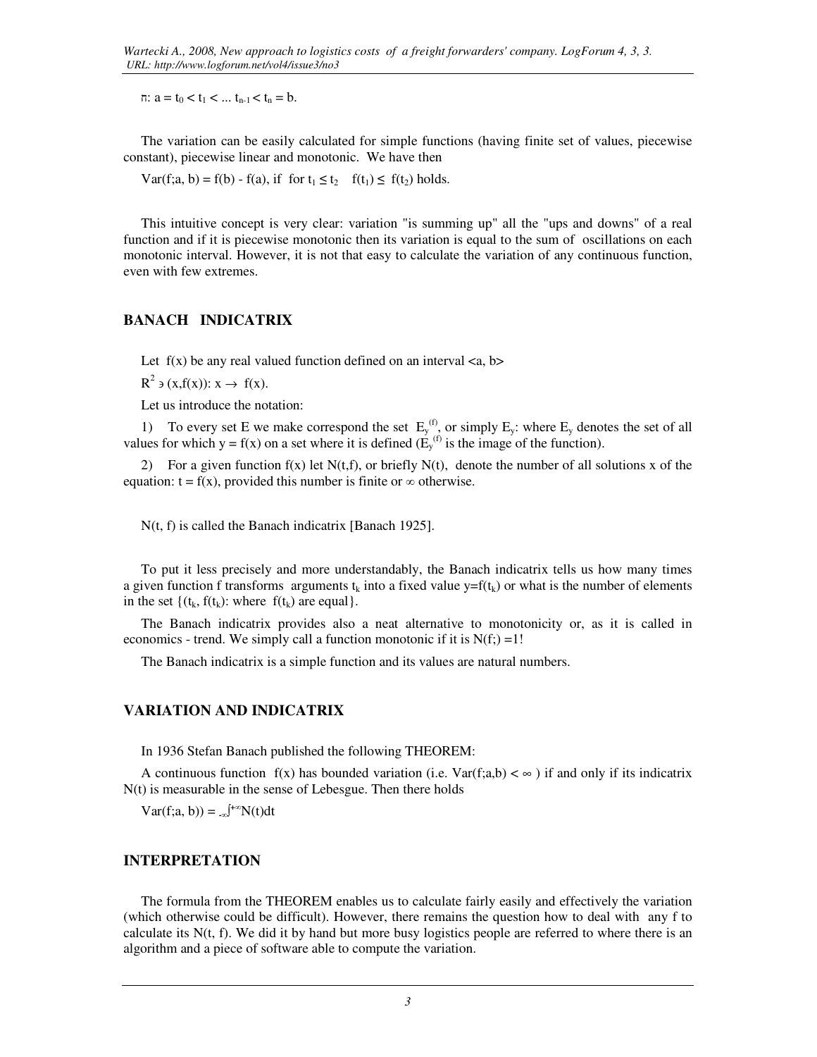$\pi$: $a = t_0 < t_1 < ... t_{n-1} < t_n = b$.

The variation can be easily calculated for simple functions (having finite set of values, piecewise constant), piecewise linear and monotonic. We have then

$Var(f;a, b) = f(b) - f(a)$, if for $t_1 \leq t_2$ $f(t_1) \leq f(t_2)$ holds.

This intuitive concept is very clear: variation "is summing up" all the "ups and downs" of a real function and if it is piecewise monotonic then its variation is equal to the sum of oscillations on each monotonic interval. However, it is not that easy to calculate the variation of any continuous function, even with few extremes.

## BANACH INDICATRIX

Let $f(x)$ be any real valued function defined on an interval $<a, b>$

$R^2 \ni (x,f(x))$: $x \rightarrow f(x)$.

Let us introduce the notation:

1) To every set E we make correspond the set $E_y^{(f)}$, or simply $E_y$: where $E_y$ denotes the set of all values for which $y = f(x)$ on a set where it is defined ($E_y^{(f)}$ is the image of the function).

2) For a given function $f(x)$ let $N(t,f)$, or briefly $N(t)$, denote the number of all solutions x of the equation: $t = f(x)$, provided this number is finite or $\infty$ otherwise.

$N(t, f)$ is called the Banach indicatrix [Banach 1925].

To put it less precisely and more understandably, the Banach indicatrix tells us how many times a given function f transforms arguments $t_k$ into a fixed value $y=f(t_k)$ or what is the number of elements in the set $\{(t_k, f(t_k)$: where $f(t_k)$ are equal$\}$.

The Banach indicatrix provides also a neat alternative to monotonicity or, as it is called in economics - trend. We simply call a function monotonic if it is $N(f;) =1$!

The Banach indicatrix is a simple function and its values are natural numbers.

## VARIATION AND INDICATRIX

In 1936 Stefan Banach published the following THEOREM:

A continuous function $f(x)$ has bounded variation (i.e. $Var(f;a,b) < \infty$ ) if and only if its indicatrix $N(t)$ is measurable in the sense of Lebesgue. Then there holds

$Var(f;a, b)) = \int_{-\infty}^{+\infty} N(t)dt$

## INTERPRETATION

The formula from the THEOREM enables us to calculate fairly easily and effectively the variation (which otherwise could be difficult). However, there remains the question how to deal with any f to calculate its $N(t, f)$. We did it by hand but more busy logistics people are referred to where there is an algorithm and a piece of software able to compute the variation.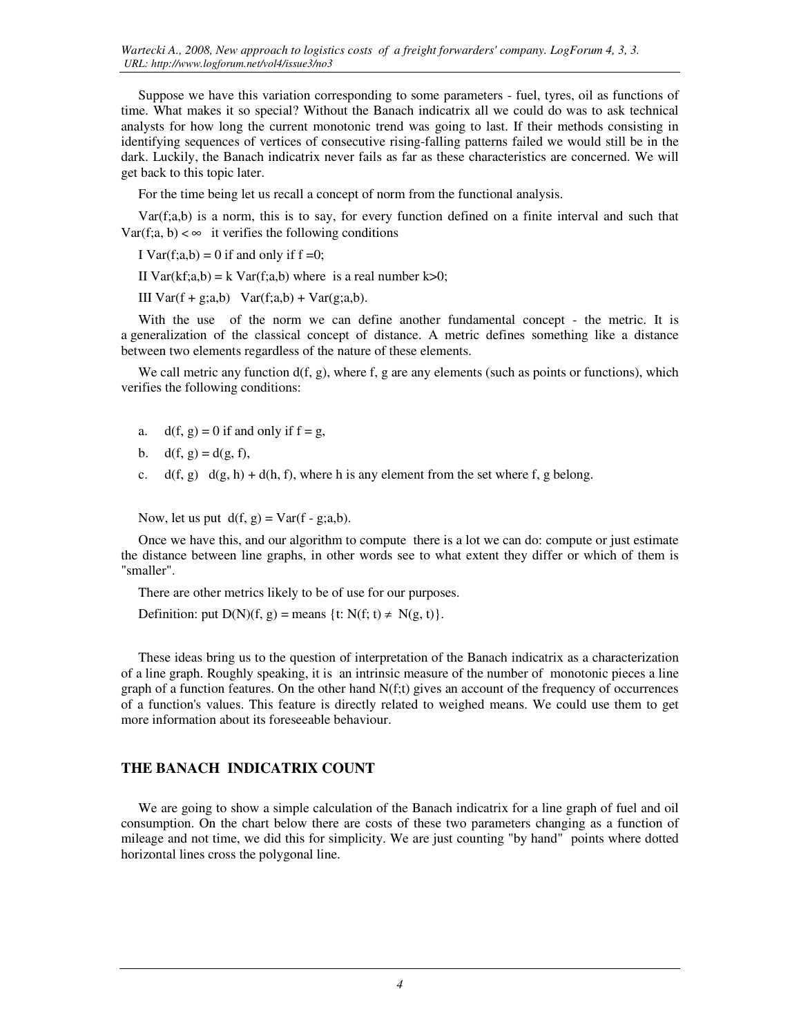Suppose we have this variation corresponding to some parameters - fuel, tyres, oil as functions of time. What makes it so special? Without the Banach indicatrix all we could do was to ask technical analysts for how long the current monotonic trend was going to last. If their methods consisting in identifying sequences of vertices of consecutive rising-falling patterns failed we would still be in the dark. Luckily, the Banach indicatrix never fails as far as these characteristics are concerned. We will get back to this topic later.

For the time being let us recall a concept of norm from the functional analysis.

Var(f;a,b) is a norm, this is to say, for every function defined on a finite interval and such that Var(f;a, b) $< \infty$ it verifies the following conditions

I Var(f;a,b) = 0 if and only if f =0;

II Var(kf;a,b) = k Var(f;a,b) where is a real number k>0;

III Var(f + g;a,b) Var(f;a,b) + Var(g;a,b).

With the use of the norm we can define another fundamental concept - the metric. It is a generalization of the classical concept of distance. A metric defines something like a distance between two elements regardless of the nature of these elements.

We call metric any function d(f, g), where f, g are any elements (such as points or functions), which verifies the following conditions:

a. d(f, g) = 0 if and only if f = g,

b. d(f, g) = d(g, f),

c. d(f, g) d(g, h) + d(h, f), where h is any element from the set where f, g belong.

Now, let us put d(f, g) = Var(f - g;a,b).

Once we have this, and our algorithm to compute there is a lot we can do: compute or just estimate the distance between line graphs, in other words see to what extent they differ or which of them is "smaller".

There are other metrics likely to be of use for our purposes.

Definition: put D(N)(f, g) = means {t: N(f; t) $\neq$ N(g, t)}.

These ideas bring us to the question of interpretation of the Banach indicatrix as a characterization of a line graph. Roughly speaking, it is an intrinsic measure of the number of monotonic pieces a line graph of a function features. On the other hand N(f;t) gives an account of the frequency of occurrences of a function's values. This feature is directly related to weighed means. We could use them to get more information about its foreseeable behaviour.

## THE BANACH INDICATRIX COUNT

We are going to show a simple calculation of the Banach indicatrix for a line graph of fuel and oil consumption. On the chart below there are costs of these two parameters changing as a function of mileage and not time, we did this for simplicity. We are just counting "by hand" points where dotted horizontal lines cross the polygonal line.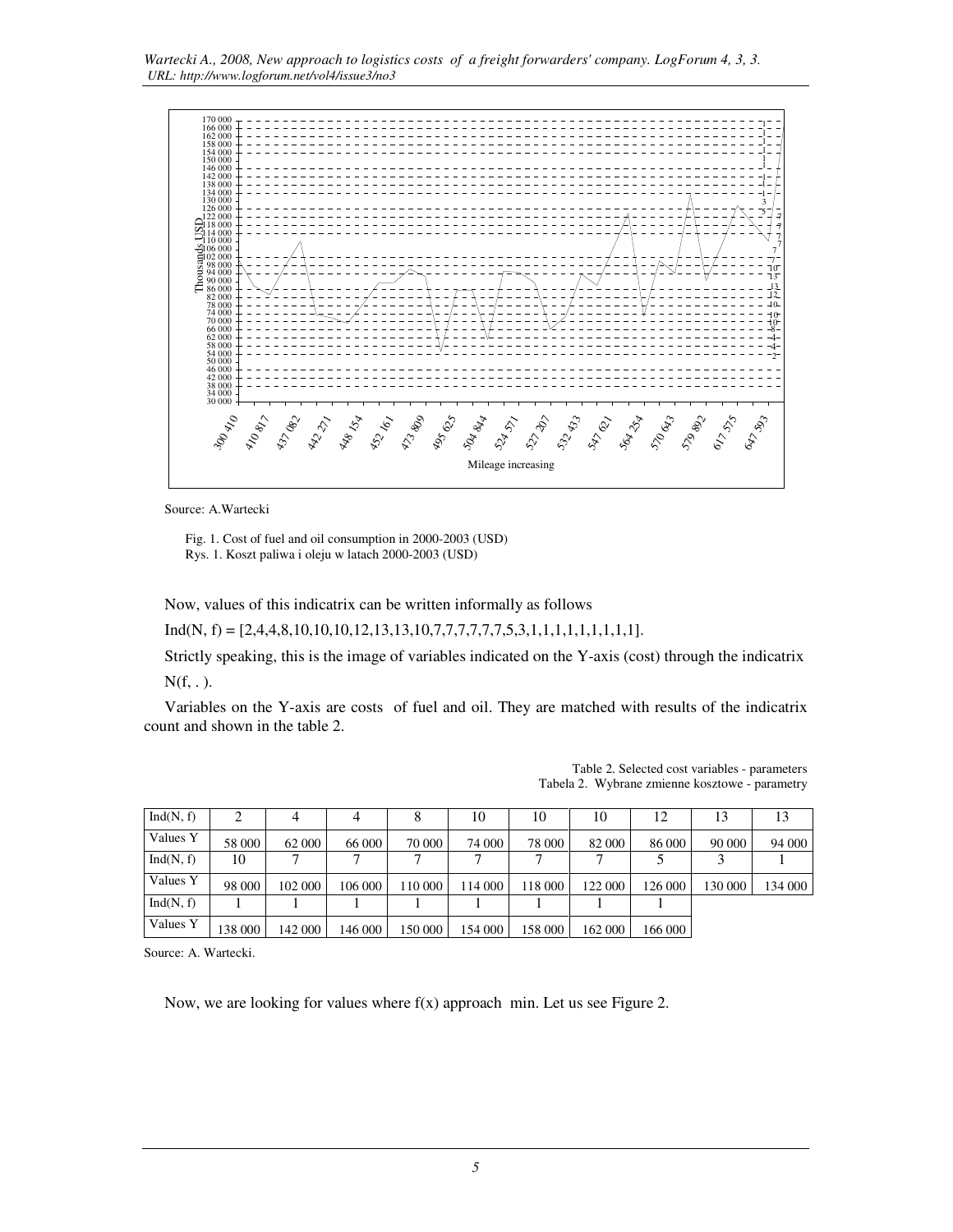Source: A.Wartecki

Fig. 1. Cost of fuel and oil consumption in 2000-2003 (USD)
Rys. 1. Koszt paliwa i oleju w latach 2000-2003 (USD)

Now, values of this indicatrix can be written informally as follows

Ind(N, f) = [2,4,4,8,10,10,10,12,13,13,10,7,7,7,7,7,7,5,3,1,1,1,1,1,1,1,1].

Strictly speaking, this is the image of variables indicated on the Y-axis (cost) through the indicatrix N(f, . ).

Variables on the Y-axis are costs of fuel and oil. They are matched with results of the indicatrix count and shown in the table 2.

Table 2. Selected cost variables - parameters
Tabela 2. Wybrane zmienne kosztowe - parametry

| Ind(N, f) | 2 | 4 | 4 | 8 | 10 | 10 | 10 | 12 | 13 | 13 |
|---|---|---|---|---|---|---|---|---|---|---|
| Values Y | 58 000 | 62 000 | 66 000 | 70 000 | 74 000 | 78 000 | 82 000 | 86 000 | 90 000 | 94 000 |
| Ind(N, f) | 10 | 7 | 7 | 7 | 7 | 7 | 7 | 5 | 3 | 1 |
| Values Y | 98 000 | 102 000 | 106 000 | 110 000 | 114 000 | 118 000 | 122 000 | 126 000 | 130 000 | 134 000 |
| Ind(N, f) | 1 | 1 | 1 | 1 | 1 | 1 | 1 | 1 | | |
| Values Y | 138 000 | 142 000 | 146 000 | 150 000 | 154 000 | 158 000 | 162 000 | 166 000 | | |

Source: A. Wartecki.

Now, we are looking for values where f(x) approach min. Let us see Figure 2.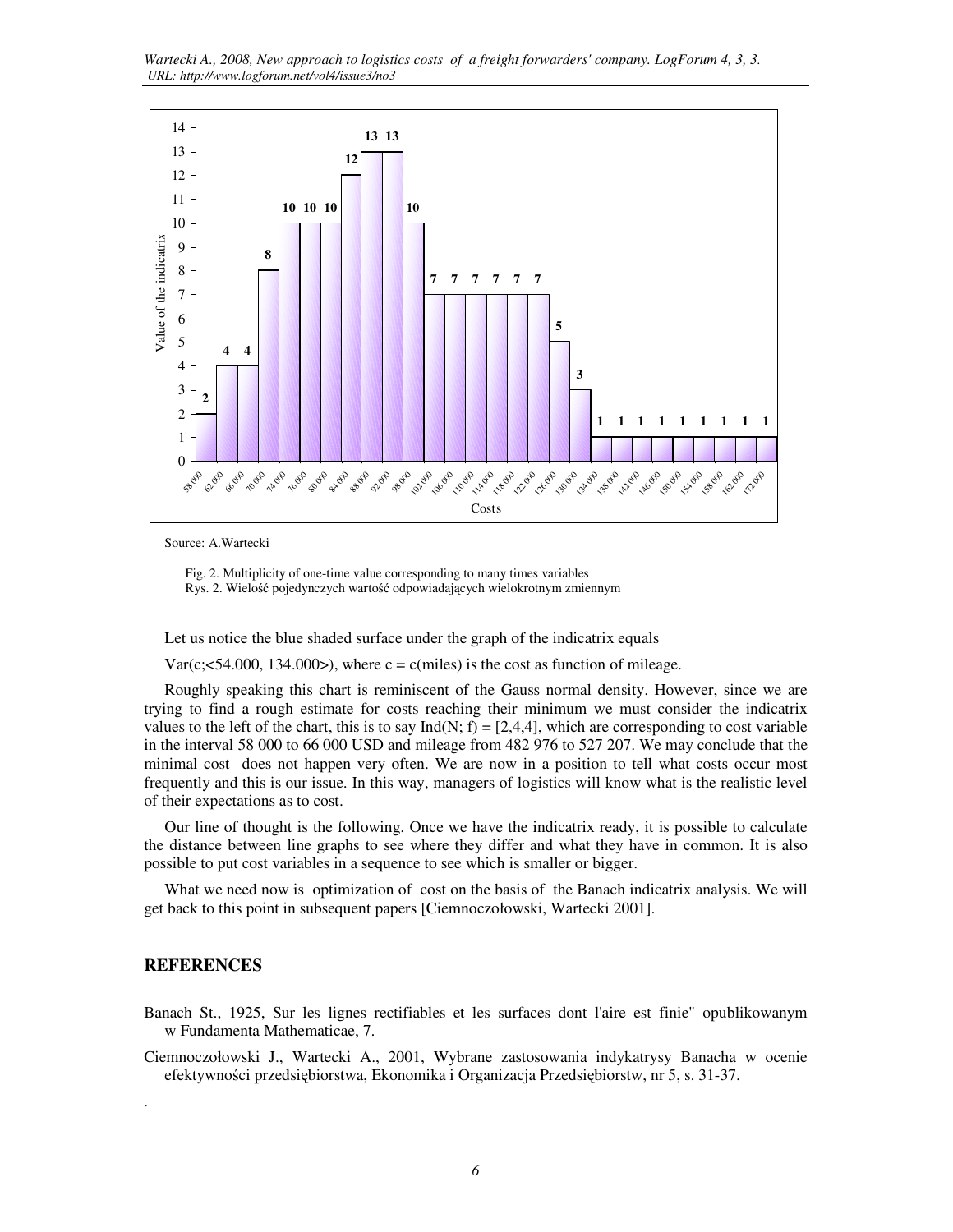Source: A.Wartecki

Fig. 2. Multiplicity of one-time value corresponding to many times variables
Rys. 2. Wielość pojedynczych wartość odpowiadających wielokrotnym zmiennym

Let us notice the blue shaded surface under the graph of the indicatrix equals

Var(c;<54.000, 134.000>), where c = c(miles) is the cost as function of mileage.

Roughly speaking this chart is reminiscent of the Gauss normal density. However, since we are trying to find a rough estimate for costs reaching their minimum we must consider the indicatrix values to the left of the chart, this is to say Ind(N; f) = [2,4,4], which are corresponding to cost variable in the interval 58 000 to 66 000 USD and mileage from 482 976 to 527 207. We may conclude that the minimal cost does not happen very often. We are now in a position to tell what costs occur most frequently and this is our issue. In this way, managers of logistics will know what is the realistic level of their expectations as to cost.

Our line of thought is the following. Once we have the indicatrix ready, it is possible to calculate the distance between line graphs to see where they differ and what they have in common. It is also possible to put cost variables in a sequence to see which is smaller or bigger.

What we need now is optimization of cost on the basis of the Banach indicatrix analysis. We will get back to this point in subsequent papers [Ciemnoczołowski, Wartecki 2001].

## REFERENCES

Banach St., 1925, Sur les lignes rectifiables et les surfaces dont l'aire est finie" opublikowanym w Fundamenta Mathematicae, 7.

Ciemnoczołowski J., Wartecki A., 2001, Wybrane zastosowania indykatrysy Banacha w ocenie efektywności przedsiębiorstwa, Ekonomika i Organizacja Przedsiębiorstw, nr 5, s. 31-37.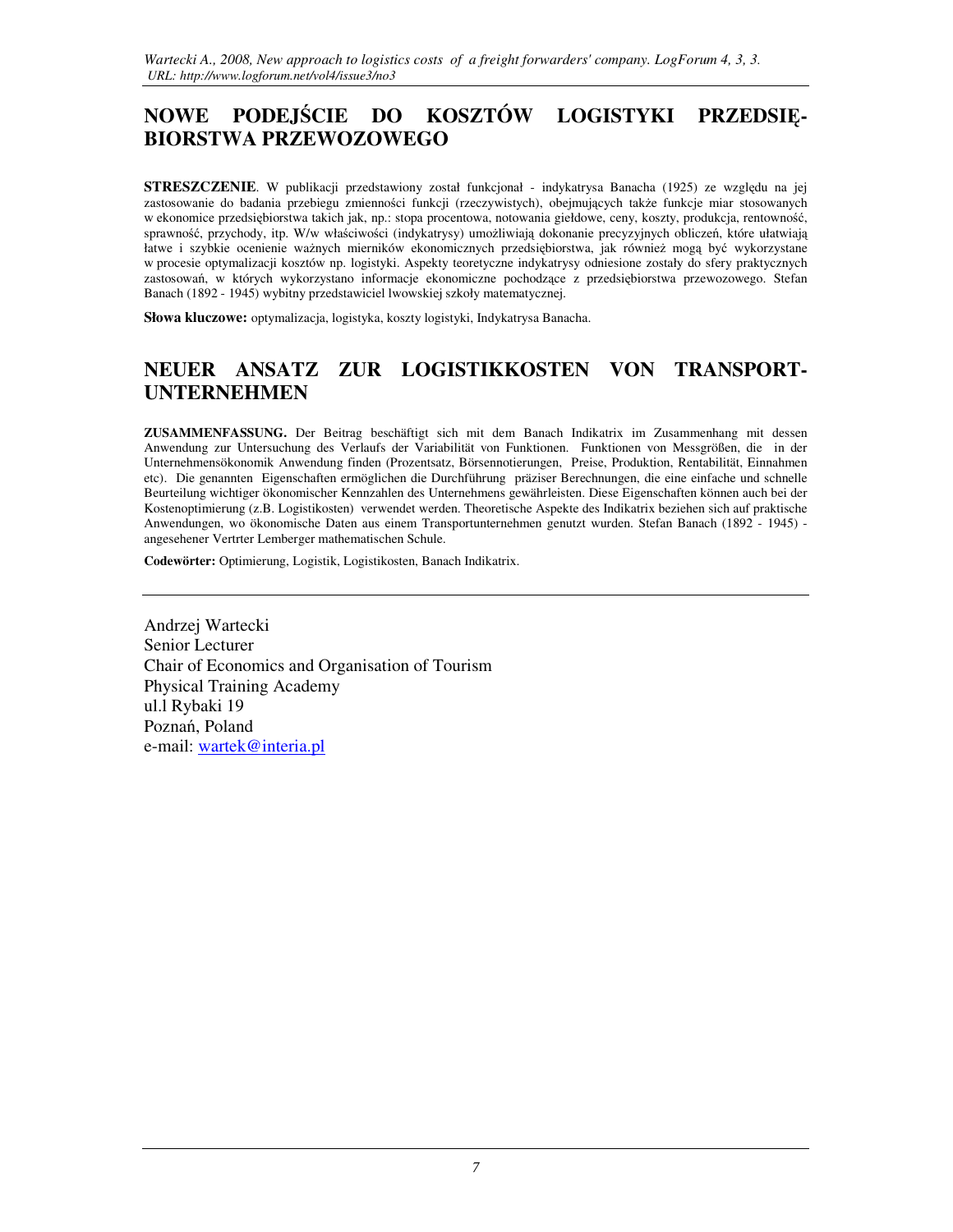# NOWE PODEJŚCIE DO KOSZTÓW LOGISTYKI PRZEDSIĘBIORSTWA PRZEWOZOWEGO

**STRESZCZENIE**. W publikacji przedstawiony został funkcjonał - indykatrysa Banacha (1925) ze względu na jej zastosowanie do badania przebiegu zmienności funkcji (rzeczywistych), obejmujących także funkcje miar stosowanych w ekonomice przedsiębiorstwa takich jak, np.: stopa procentowa, notowania giełdowe, ceny, koszty, produkcja, rentowność, sprawność, przychody, itp. W/w właściwości (indykatrysy) umożliwiają dokonanie precyzyjnych obliczeń, które ułatwiają łatwe i szybkie ocenienie ważnych mierników ekonomicznych przedsiębiorstwa, jak również mogą być wykorzystane w procesie optymalizacji kosztów np. logistyki. Aspekty teoretyczne indykatrysy odniesione zostały do sfery praktycznych zastosowań, w których wykorzystano informacje ekonomiczne pochodzące z przedsiębiorstwa przewozowego. Stefan Banach (1892 - 1945) wybitny przedstawiciel lwowskiej szkoły matematycznej.

**Słowa kluczowe:** optymalizacja, logistyka, koszty logistyki, Indykatrysa Banacha.

# NEUER ANSATZ ZUR LOGISTIKKOSTEN VON TRANSPORT-UNTERNEHMEN

**ZUSAMMENFASSUNG.** Der Beitrag beschäftigt sich mit dem Banach Indikatrix im Zusammenhang mit dessen Anwendung zur Untersuchung des Verlaufs der Variabilität von Funktionen. Funktionen von Messgrößen, die in der Unternehmensökonomik Anwendung finden (Prozentsatz, Börsennotierungen, Preise, Produktion, Rentabilität, Einnahmen etc). Die genannten Eigenschaften ermöglichen die Durchführung präziser Berechnungen, die eine einfache und schnelle Beurteilung wichtiger ökonomischer Kennzahlen des Unternehmens gewährleisten. Diese Eigenschaften können auch bei der Kostenoptimierung (z.B. Logistikosten) verwendet werden. Theoretische Aspekte des Indikatrix beziehen sich auf praktische Anwendungen, wo ökonomische Daten aus einem Transportunternehmen genutzt wurden. Stefan Banach (1892 - 1945) - angesehener Vertrter Lemberger mathematischen Schule.

**Codewörter:** Optimierung, Logistik, Logistikosten, Banach Indikatrix.

---

Andrzej Wartecki
Senior Lecturer
Chair of Economics and Organisation of Tourism
Physical Training Academy
ul.l Rybaki 19
Poznań, Poland
e-mail: wartek@interia.pl